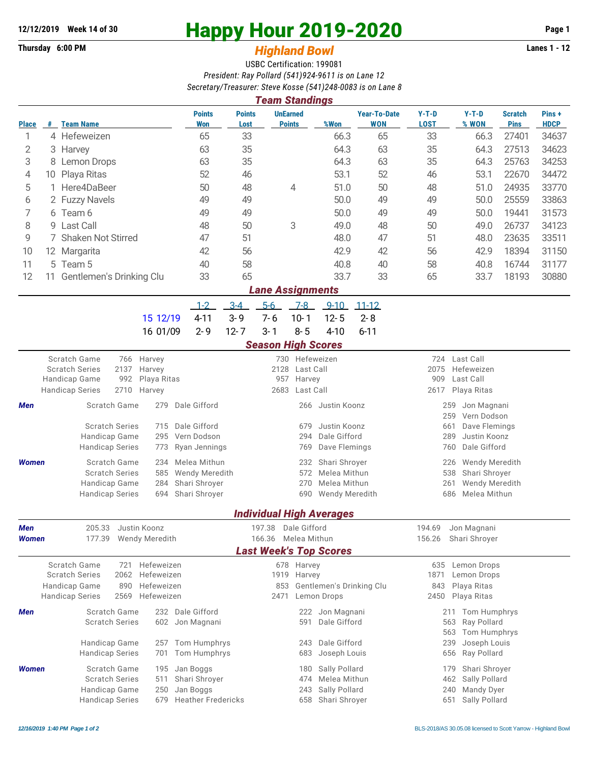**12/12/2019 Week 14 of 30**

**Thursday 6:00 PM**

# Happy Hour 2019-2020

## *Highland Bowl*

**Lanes 1 - 12**

USBC Certification: 199081

*President: Ray Pollard (541)924-9611 is on Lane 12*

*Secretary/Treasurer: Steve Kosse (541)248-0083 is on Lane 8*

### *Team Standings*

| Place | # | Team Name | Points Won | Points Lost | UnEarned Points | %Won | Year-To-Date WON | Y-T-D LOST | Y-T-D % WON | Scratch Pins | Pins + HDCP |
|---|---|---|---|---|---|---|---|---|---|---|---|
| 1 | 4 | Hefeweizen | 65 | 33 | | 66.3 | 65 | 33 | 66.3 | 27401 | 34637 |
| 2 | 3 | Harvey | 63 | 35 | | 64.3 | 63 | 35 | 64.3 | 27513 | 34623 |
| 3 | 8 | Lemon Drops | 63 | 35 | | 64.3 | 63 | 35 | 64.3 | 25763 | 34253 |
| 4 | 10 | Playa Ritas | 52 | 46 | | 53.1 | 52 | 46 | 53.1 | 22670 | 34472 |
| 5 | 1 | Here4DaBeer | 50 | 48 | 4 | 51.0 | 50 | 48 | 51.0 | 24935 | 33770 |
| 6 | 2 | Fuzzy Navels | 49 | 49 | | 50.0 | 49 | 49 | 50.0 | 25559 | 33863 |
| 7 | 6 | Team 6 | 49 | 49 | | 50.0 | 49 | 49 | 50.0 | 19441 | 31573 |
| 8 | 9 | Last Call | 48 | 50 | 3 | 49.0 | 48 | 50 | 49.0 | 26737 | 34123 |
| 9 | 7 | Shaken Not Stirred | 47 | 51 | | 48.0 | 47 | 51 | 48.0 | 23635 | 33511 |
| 10 | 12 | Margarita | 42 | 56 | | 42.9 | 42 | 56 | 42.9 | 18394 | 31150 |
| 11 | 5 | Team 5 | 40 | 58 | | 40.8 | 40 | 58 | 40.8 | 16744 | 31177 |
| 12 | 11 | Gentlemen's Drinking Clu | 33 | 65 | | 33.7 | 33 | 65 | 33.7 | 18193 | 30880 |

### *Lane Assignments*

| | 1-2 | 3-4 | 5-6 | 7-8 | 9-10 | 11-12 |
|---|---|---|---|---|---|---|
| 15 12/19 | 4-11 | 3-9 | 7-6 | 10-1 | 12-5 | 2-8 |
| 16 01/09 | 2-9 | 12-7 | 3-1 | 8-5 | 4-10 | 6-11 |

### *Season High Scores*

| | | | | | | |
|---|---|---|---|---|---|---|
| Scratch Game | 766 | Harvey | 730 | Hefeweizen | 724 | Last Call |
| Scratch Series | 2137 | Harvey | 2128 | Last Call | 2075 | Hefeweizen |
| Handicap Game | 992 | Playa Ritas | 957 | Harvey | 909 | Last Call |
| Handicap Series | 2710 | Harvey | 2683 | Last Call | 2617 | Playa Ritas |

| | | | | | | | |
|---|---|---|---|---|---|---|---|
| **Men** | Scratch Game | 279 | Dale Gifford | 266 | Justin Koonz | 259 | Jon Magnani |
| | | | | | | 259 | Vern Dodson |
| | Scratch Series | 715 | Dale Gifford | 679 | Justin Koonz | 661 | Dave Flemings |
| | Handicap Game | 295 | Vern Dodson | 294 | Dale Gifford | 289 | Justin Koonz |
| | Handicap Series | 773 | Ryan Jennings | 769 | Dave Flemings | 760 | Dale Gifford |
| **Women** | Scratch Game | 234 | Melea Mithun | 232 | Shari Shroyer | 226 | Wendy Meredith |
| | Scratch Series | 585 | Wendy Meredith | 572 | Melea Mithun | 538 | Shari Shroyer |
| | Handicap Game | 284 | Shari Shroyer | 270 | Melea Mithun | 261 | Wendy Meredith |
| | Handicap Series | 694 | Shari Shroyer | 690 | Wendy Meredith | 686 | Melea Mithun |

### *Individual High Averages*

| | | | | | | |
|---|---|---|---|---|---|---|
| **Men** | 205.33 | Justin Koonz | 197.38 | Dale Gifford | 194.69 | Jon Magnani |
| **Women** | 177.39 | Wendy Meredith | 166.36 | Melea Mithun | 156.26 | Shari Shroyer |

### *Last Week's Top Scores*

| | | | | | | |
|---|---|---|---|---|---|---|
| Scratch Game | 721 | Hefeweizen | 678 | Harvey | 635 | Lemon Drops |
| Scratch Series | 2062 | Hefeweizen | 1919 | Harvey | 1871 | Lemon Drops |
| Handicap Game | 890 | Hefeweizen | 853 | Gentlemen's Drinking Clu | 843 | Playa Ritas |
| Handicap Series | 2569 | Hefeweizen | 2471 | Lemon Drops | 2450 | Playa Ritas |

| | | | | | | | |
|---|---|---|---|---|---|---|---|
| **Men** | Scratch Game | 232 | Dale Gifford | 222 | Jon Magnani | 211 | Tom Humphrys |
| | Scratch Series | 602 | Jon Magnani | 591 | Dale Gifford | 563 | Ray Pollard |
| | | | | | | 563 | Tom Humphrys |
| | Handicap Game | 257 | Tom Humphrys | 243 | Dale Gifford | 239 | Joseph Louis |
| | Handicap Series | 701 | Tom Humphrys | 683 | Joseph Louis | 656 | Ray Pollard |
| **Women** | Scratch Game | 195 | Jan Boggs | 180 | Sally Pollard | 179 | Shari Shroyer |
| | Scratch Series | 511 | Shari Shroyer | 474 | Melea Mithun | 462 | Sally Pollard |
| | Handicap Game | 250 | Jan Boggs | 243 | Sally Pollard | 240 | Mandy Dyer |
| | Handicap Series | 679 | Heather Fredericks | 658 | Shari Shroyer | 651 | Sally Pollard |

*12/16/2019 1:40 PM* BLS-2018/AS 30.05.08 licensed to Scott Yarrow - Highland Bowl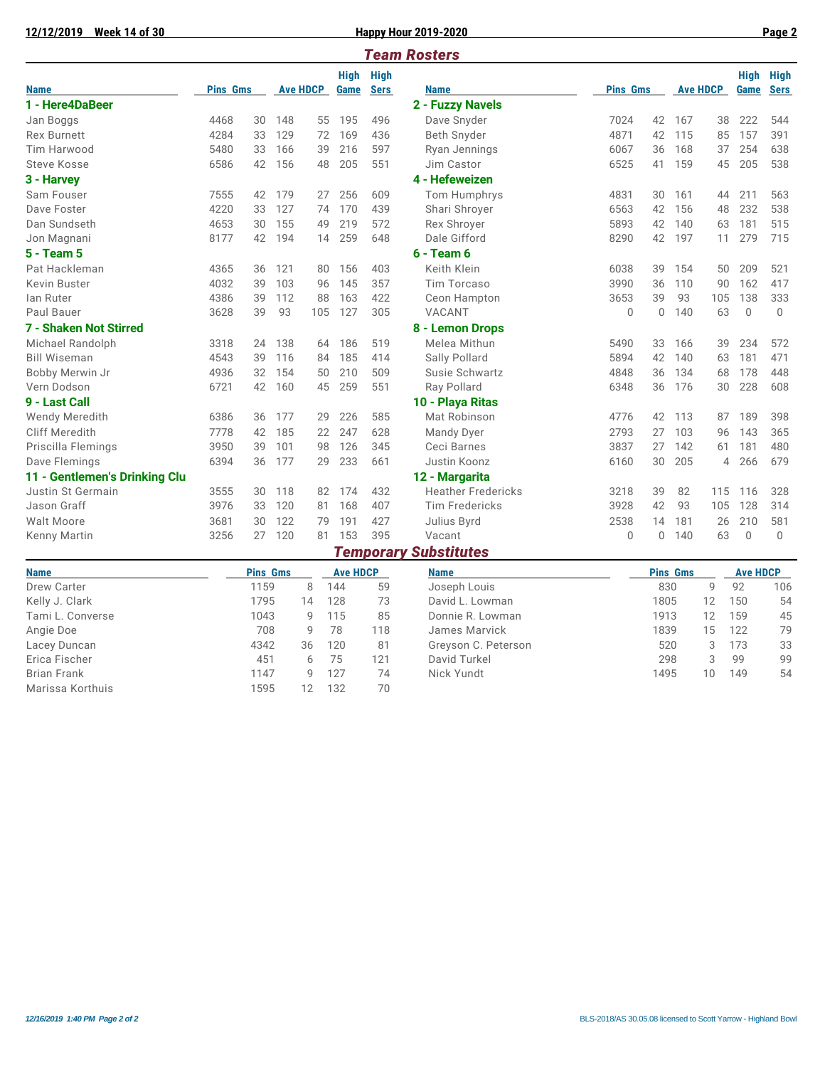## Team Rosters

| Name | Pins | Gms | Ave | HDCP | High Game | High Sers |
|---|---|---|---|---|---|---|
| **1 - Here4DaBeer** | | | | | | |
| Jan Boggs | 4468 | 30 | 148 | 55 | 195 | 496 |
| Rex Burnett | 4284 | 33 | 129 | 72 | 169 | 436 |
| Tim Harwood | 5480 | 33 | 166 | 39 | 216 | 597 |
| Steve Kosse | 6586 | 42 | 156 | 48 | 205 | 551 |
| **3 - Harvey** | | | | | | |
| Sam Fouser | 7555 | 42 | 179 | 27 | 256 | 609 |
| Dave Foster | 4220 | 33 | 127 | 74 | 170 | 439 |
| Dan Sundseth | 4653 | 30 | 155 | 49 | 219 | 572 |
| Jon Magnani | 8177 | 42 | 194 | 14 | 259 | 648 |
| **5 - Team 5** | | | | | | |
| Pat Hackleman | 4365 | 36 | 121 | 80 | 156 | 403 |
| Kevin Buster | 4032 | 39 | 103 | 96 | 145 | 357 |
| Ian Ruter | 4386 | 39 | 112 | 88 | 163 | 422 |
| Paul Bauer | 3628 | 39 | 93 | 105 | 127 | 305 |
| **7 - Shaken Not Stirred** | | | | | | |
| Michael Randolph | 3318 | 24 | 138 | 64 | 186 | 519 |
| Bill Wiseman | 4543 | 39 | 116 | 84 | 185 | 414 |
| Bobby Merwin Jr | 4936 | 32 | 154 | 50 | 210 | 509 |
| Vern Dodson | 6721 | 42 | 160 | 45 | 259 | 551 |
| **9 - Last Call** | | | | | | |
| Wendy Meredith | 6386 | 36 | 177 | 29 | 226 | 585 |
| Cliff Meredith | 7778 | 42 | 185 | 22 | 247 | 628 |
| Priscilla Flemings | 3950 | 39 | 101 | 98 | 126 | 345 |
| Dave Flemings | 6394 | 36 | 177 | 29 | 233 | 661 |
| **11 - Gentlemen's Drinking Clu** | | | | | | |
| Justin St Germain | 3555 | 30 | 118 | 82 | 174 | 432 |
| Jason Graff | 3976 | 33 | 120 | 81 | 168 | 407 |
| Walt Moore | 3681 | 30 | 122 | 79 | 191 | 427 |
| Kenny Martin | 3256 | 27 | 120 | 81 | 153 | 395 |

| Name | Pins | Gms | Ave | HDCP | High Game | High Sers |
|---|---|---|---|---|---|---|
| **2 - Fuzzy Navels** | | | | | | |
| Dave Snyder | 7024 | 42 | 167 | 38 | 222 | 544 |
| Beth Snyder | 4871 | 42 | 115 | 85 | 157 | 391 |
| Ryan Jennings | 6067 | 36 | 168 | 37 | 254 | 638 |
| Jim Castor | 6525 | 41 | 159 | 45 | 205 | 538 |
| **4 - Hefeweizen** | | | | | | |
| Tom Humphrys | 4831 | 30 | 161 | 44 | 211 | 563 |
| Shari Shroyer | 6563 | 42 | 156 | 48 | 232 | 538 |
| Rex Shroyer | 5893 | 42 | 140 | 63 | 181 | 515 |
| Dale Gifford | 8290 | 42 | 197 | 11 | 279 | 715 |
| **6 - Team 6** | | | | | | |
| Keith Klein | 6038 | 39 | 154 | 50 | 209 | 521 |
| Tim Torcaso | 3990 | 36 | 110 | 90 | 162 | 417 |
| Ceon Hampton | 3653 | 39 | 93 | 105 | 138 | 333 |
| VACANT | 0 | 0 | 140 | 63 | 0 | 0 |
| **8 - Lemon Drops** | | | | | | |
| Melea Mithun | 5490 | 33 | 166 | 39 | 234 | 572 |
| Sally Pollard | 5894 | 42 | 140 | 63 | 181 | 471 |
| Susie Schwartz | 4848 | 36 | 134 | 68 | 178 | 448 |
| Ray Pollard | 6348 | 36 | 176 | 30 | 228 | 608 |
| **10 - Playa Ritas** | | | | | | |
| Mat Robinson | 4776 | 42 | 113 | 87 | 189 | 398 |
| Mandy Dyer | 2793 | 27 | 103 | 96 | 143 | 365 |
| Ceci Barnes | 3837 | 27 | 142 | 61 | 181 | 480 |
| Justin Koonz | 6160 | 30 | 205 | 4 | 266 | 679 |
| **12 - Margarita** | | | | | | |
| Heather Fredericks | 3218 | 39 | 82 | 115 | 116 | 328 |
| Tim Fredericks | 3928 | 42 | 93 | 105 | 128 | 314 |
| Julius Byrd | 2538 | 14 | 181 | 26 | 210 | 581 |
| Vacant | 0 | 0 | 140 | 63 | 0 | 0 |

## Temporary Substitutes

| Name | Pins | Gms | Ave | HDCP |
|---|---|---|---|---|
| Drew Carter | 1159 | 8 | 144 | 59 |
| Kelly J. Clark | 1795 | 14 | 128 | 73 |
| Tami L. Converse | 1043 | 9 | 115 | 85 |
| Angie Doe | 708 | 9 | 78 | 118 |
| Lacey Duncan | 4342 | 36 | 120 | 81 |
| Erica Fischer | 451 | 6 | 75 | 121 |
| Brian Frank | 1147 | 9 | 127 | 74 |
| Marissa Korthuis | 1595 | 12 | 132 | 70 |
| Joseph Louis | 830 | 9 | 92 | 106 |
| David L. Lowman | 1805 | 12 | 150 | 54 |
| Donnie R. Lowman | 1913 | 12 | 159 | 45 |
| James Marvick | 1839 | 15 | 122 | 79 |
| Greyson C. Peterson | 520 | 3 | 173 | 33 |
| David Turkel | 298 | 3 | 99 | 99 |
| Nick Yundt | 1495 | 10 | 149 | 54 |